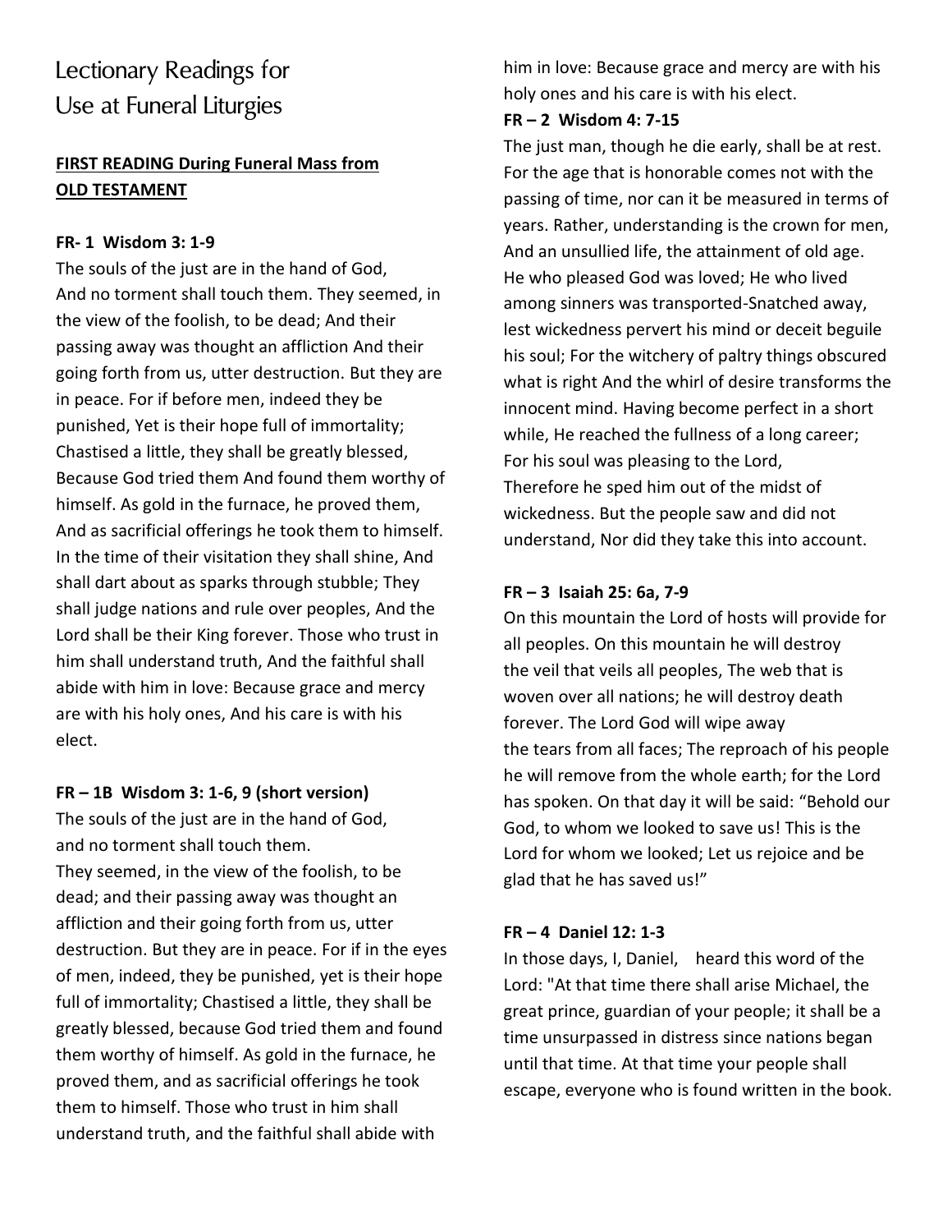# Lectionary Readings for Use at Funeral Liturgies

**FIRST READING During Funeral Mass from OLD TESTAMENT**

**FR- 1 Wisdom 3: 1-9**

The souls of the just are in the hand of God, And no torment shall touch them. They seemed, in the view of the foolish, to be dead; And their passing away was thought an affliction And their going forth from us, utter destruction. But they are in peace. For if before men, indeed they be punished, Yet is their hope full of immortality; Chastised a little, they shall be greatly blessed, Because God tried them And found them worthy of himself. As gold in the furnace, he proved them, And as sacrificial offerings he took them to himself. In the time of their visitation they shall shine, And shall dart about as sparks through stubble; They shall judge nations and rule over peoples, And the Lord shall be their King forever. Those who trust in him shall understand truth, And the faithful shall abide with him in love: Because grace and mercy are with his holy ones, And his care is with his elect.

**FR – 1B Wisdom 3: 1-6, 9 (short version)**

The souls of the just are in the hand of God, and no torment shall touch them. They seemed, in the view of the foolish, to be dead; and their passing away was thought an affliction and their going forth from us, utter destruction. But they are in peace. For if in the eyes of men, indeed, they be punished, yet is their hope full of immortality; Chastised a little, they shall be greatly blessed, because God tried them and found them worthy of himself. As gold in the furnace, he proved them, and as sacrificial offerings he took them to himself. Those who trust in him shall understand truth, and the faithful shall abide with him in love: Because grace and mercy are with his holy ones and his care is with his elect.

**FR – 2 Wisdom 4: 7-15**

The just man, though he die early, shall be at rest. For the age that is honorable comes not with the passing of time, nor can it be measured in terms of years. Rather, understanding is the crown for men, And an unsullied life, the attainment of old age. He who pleased God was loved; He who lived among sinners was transported-Snatched away, lest wickedness pervert his mind or deceit beguile his soul; For the witchery of paltry things obscured what is right And the whirl of desire transforms the innocent mind. Having become perfect in a short while, He reached the fullness of a long career; For his soul was pleasing to the Lord, Therefore he sped him out of the midst of wickedness. But the people saw and did not understand, Nor did they take this into account.

**FR – 3 Isaiah 25: 6a, 7-9**

On this mountain the Lord of hosts will provide for all peoples. On this mountain he will destroy the veil that veils all peoples, The web that is woven over all nations; he will destroy death forever. The Lord God will wipe away the tears from all faces; The reproach of his people he will remove from the whole earth; for the Lord has spoken. On that day it will be said: "Behold our God, to whom we looked to save us! This is the Lord for whom we looked; Let us rejoice and be glad that he has saved us!"

**FR – 4 Daniel 12: 1-3**

In those days, I, Daniel, heard this word of the Lord: "At that time there shall arise Michael, the great prince, guardian of your people; it shall be a time unsurpassed in distress since nations began until that time. At that time your people shall escape, everyone who is found written in the book.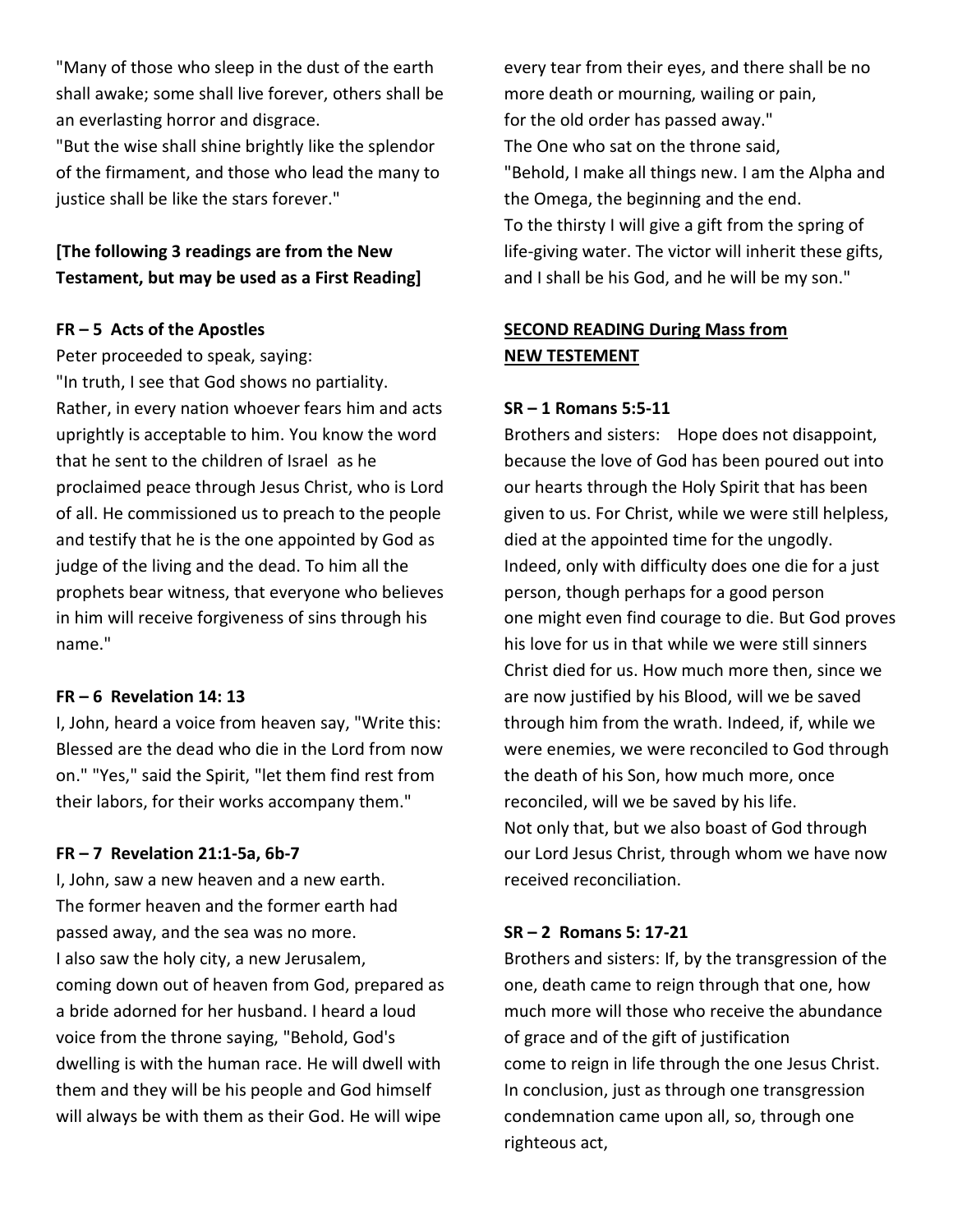"Many of those who sleep in the dust of the earth shall awake; some shall live forever, others shall be an everlasting horror and disgrace.
"But the wise shall shine brightly like the splendor of the firmament, and those who lead the many to justice shall be like the stars forever."

**[The following 3 readings are from the New Testament, but may be used as a First Reading]**

**FR – 5 Acts of the Apostles**

Peter proceeded to speak, saying:
"In truth, I see that God shows no partiality. Rather, in every nation whoever fears him and acts uprightly is acceptable to him. You know the word that he sent to the children of Israel as he proclaimed peace through Jesus Christ, who is Lord of all. He commissioned us to preach to the people and testify that he is the one appointed by God as judge of the living and the dead. To him all the prophets bear witness, that everyone who believes in him will receive forgiveness of sins through his name."

**FR – 6 Revelation 14: 13**

I, John, heard a voice from heaven say, "Write this: Blessed are the dead who die in the Lord from now on." "Yes," said the Spirit, "let them find rest from their labors, for their works accompany them."

**FR – 7 Revelation 21:1-5a, 6b-7**

I, John, saw a new heaven and a new earth.
The former heaven and the former earth had passed away, and the sea was no more.
I also saw the holy city, a new Jerusalem, coming down out of heaven from God, prepared as a bride adorned for her husband. I heard a loud voice from the throne saying, "Behold, God's dwelling is with the human race. He will dwell with them and they will be his people and God himself will always be with them as their God. He will wipe every tear from their eyes, and there shall be no more death or mourning, wailing or pain, for the old order has passed away."
The One who sat on the throne said,
"Behold, I make all things new. I am the Alpha and the Omega, the beginning and the end.
To the thirsty I will give a gift from the spring of life-giving water. The victor will inherit these gifts, and I shall be his God, and he will be my son."

## **SECOND READING During Mass from NEW TESTEMENT**

**SR – 1 Romans 5:5-11**

Brothers and sisters: Hope does not disappoint, because the love of God has been poured out into our hearts through the Holy Spirit that has been given to us. For Christ, while we were still helpless, died at the appointed time for the ungodly. Indeed, only with difficulty does one die for a just person, though perhaps for a good person one might even find courage to die. But God proves his love for us in that while we were still sinners Christ died for us. How much more then, since we are now justified by his Blood, will we be saved through him from the wrath. Indeed, if, while we were enemies, we were reconciled to God through the death of his Son, how much more, once reconciled, will we be saved by his life.
Not only that, but we also boast of God through our Lord Jesus Christ, through whom we have now received reconciliation.

**SR – 2 Romans 5: 17-21**

Brothers and sisters: If, by the transgression of the one, death came to reign through that one, how much more will those who receive the abundance of grace and of the gift of justification come to reign in life through the one Jesus Christ.
In conclusion, just as through one transgression condemnation came upon all, so, through one righteous act,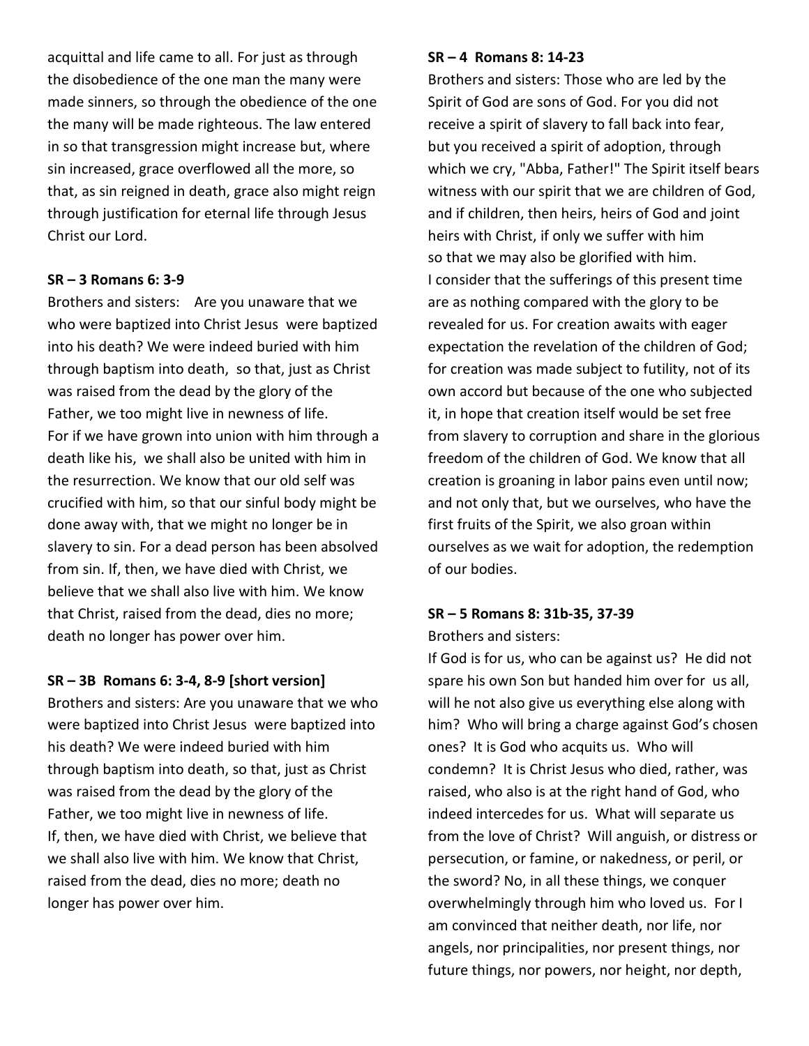acquittal and life came to all. For just as through the disobedience of the one man the many were made sinners, so through the obedience of the one the many will be made righteous. The law entered in so that transgression might increase but, where sin increased, grace overflowed all the more, so that, as sin reigned in death, grace also might reign through justification for eternal life through Jesus Christ our Lord.

**SR – 3 Romans 6: 3-9**

Brothers and sisters: Are you unaware that we who were baptized into Christ Jesus were baptized into his death? We were indeed buried with him through baptism into death, so that, just as Christ was raised from the dead by the glory of the Father, we too might live in newness of life.
For if we have grown into union with him through a death like his, we shall also be united with him in the resurrection. We know that our old self was crucified with him, so that our sinful body might be done away with, that we might no longer be in slavery to sin. For a dead person has been absolved from sin. If, then, we have died with Christ, we believe that we shall also live with him. We know that Christ, raised from the dead, dies no more; death no longer has power over him.

**SR – 3B Romans 6: 3-4, 8-9 [short version]**

Brothers and sisters: Are you unaware that we who were baptized into Christ Jesus were baptized into his death? We were indeed buried with him through baptism into death, so that, just as Christ was raised from the dead by the glory of the Father, we too might live in newness of life.
If, then, we have died with Christ, we believe that we shall also live with him. We know that Christ, raised from the dead, dies no more; death no longer has power over him.

**SR – 4 Romans 8: 14-23**

Brothers and sisters: Those who are led by the Spirit of God are sons of God. For you did not receive a spirit of slavery to fall back into fear, but you received a spirit of adoption, through which we cry, "Abba, Father!" The Spirit itself bears witness with our spirit that we are children of God, and if children, then heirs, heirs of God and joint heirs with Christ, if only we suffer with him so that we may also be glorified with him.
I consider that the sufferings of this present time are as nothing compared with the glory to be revealed for us. For creation awaits with eager expectation the revelation of the children of God; for creation was made subject to futility, not of its own accord but because of the one who subjected it, in hope that creation itself would be set free from slavery to corruption and share in the glorious freedom of the children of God. We know that all creation is groaning in labor pains even until now; and not only that, but we ourselves, who have the first fruits of the Spirit, we also groan within ourselves as we wait for adoption, the redemption of our bodies.

**SR – 5 Romans 8: 31b-35, 37-39**

Brothers and sisters:
If God is for us, who can be against us? He did not spare his own Son but handed him over for us all, will he not also give us everything else along with him? Who will bring a charge against God's chosen ones? It is God who acquits us. Who will condemn? It is Christ Jesus who died, rather, was raised, who also is at the right hand of God, who indeed intercedes for us. What will separate us from the love of Christ? Will anguish, or distress or persecution, or famine, or nakedness, or peril, or the sword? No, in all these things, we conquer overwhelmingly through him who loved us. For I am convinced that neither death, nor life, nor angels, nor principalities, nor present things, nor future things, nor powers, nor height, nor depth,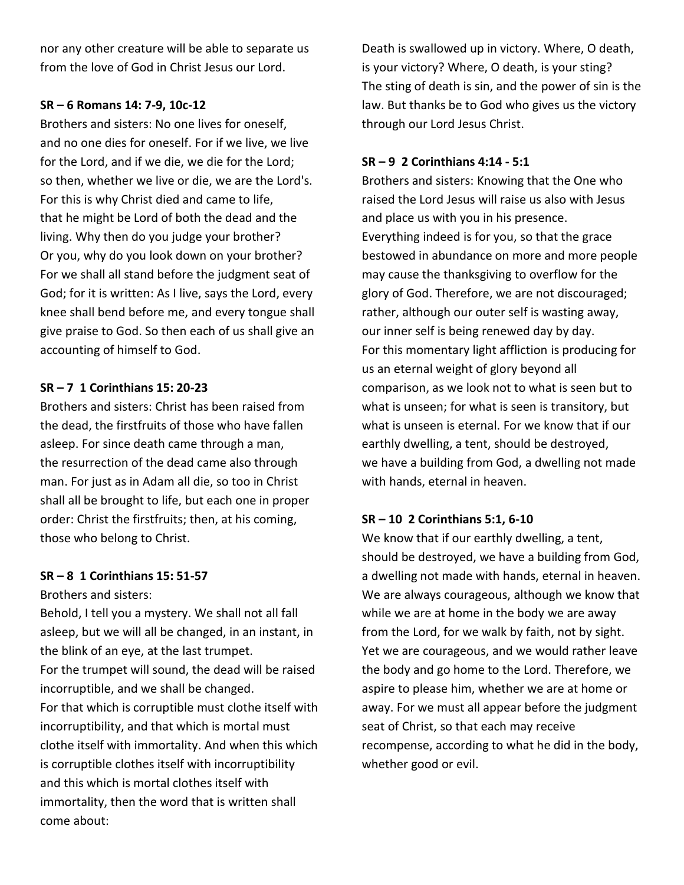nor any other creature will be able to separate us from the love of God in Christ Jesus our Lord.

**SR – 6 Romans 14: 7-9, 10c-12**

Brothers and sisters: No one lives for oneself, and no one dies for oneself. For if we live, we live for the Lord, and if we die, we die for the Lord; so then, whether we live or die, we are the Lord's. For this is why Christ died and came to life, that he might be Lord of both the dead and the living. Why then do you judge your brother? Or you, why do you look down on your brother? For we shall all stand before the judgment seat of God; for it is written: As I live, says the Lord, every knee shall bend before me, and every tongue shall give praise to God. So then each of us shall give an accounting of himself to God.

**SR – 7 1 Corinthians 15: 20-23**

Brothers and sisters: Christ has been raised from the dead, the firstfruits of those who have fallen asleep. For since death came through a man, the resurrection of the dead came also through man. For just as in Adam all die, so too in Christ shall all be brought to life, but each one in proper order: Christ the firstfruits; then, at his coming, those who belong to Christ.

**SR – 8 1 Corinthians 15: 51-57**

Brothers and sisters:
Behold, I tell you a mystery. We shall not all fall asleep, but we will all be changed, in an instant, in the blink of an eye, at the last trumpet.
For the trumpet will sound, the dead will be raised incorruptible, and we shall be changed.
For that which is corruptible must clothe itself with incorruptibility, and that which is mortal must clothe itself with immortality. And when this which is corruptible clothes itself with incorruptibility and this which is mortal clothes itself with immortality, then the word that is written shall come about:
Death is swallowed up in victory. Where, O death, is your victory? Where, O death, is your sting? The sting of death is sin, and the power of sin is the law. But thanks be to God who gives us the victory through our Lord Jesus Christ.

**SR – 9 2 Corinthians 4:14 - 5:1**

Brothers and sisters: Knowing that the One who raised the Lord Jesus will raise us also with Jesus and place us with you in his presence.
Everything indeed is for you, so that the grace bestowed in abundance on more and more people may cause the thanksgiving to overflow for the glory of God. Therefore, we are not discouraged; rather, although our outer self is wasting away, our inner self is being renewed day by day.
For this momentary light affliction is producing for us an eternal weight of glory beyond all comparison, as we look not to what is seen but to what is unseen; for what is seen is transitory, but what is unseen is eternal. For we know that if our earthly dwelling, a tent, should be destroyed, we have a building from God, a dwelling not made with hands, eternal in heaven.

**SR – 10 2 Corinthians 5:1, 6-10**

We know that if our earthly dwelling, a tent, should be destroyed, we have a building from God, a dwelling not made with hands, eternal in heaven. We are always courageous, although we know that while we are at home in the body we are away from the Lord, for we walk by faith, not by sight. Yet we are courageous, and we would rather leave the body and go home to the Lord. Therefore, we aspire to please him, whether we are at home or away. For we must all appear before the judgment seat of Christ, so that each may receive recompense, according to what he did in the body, whether good or evil.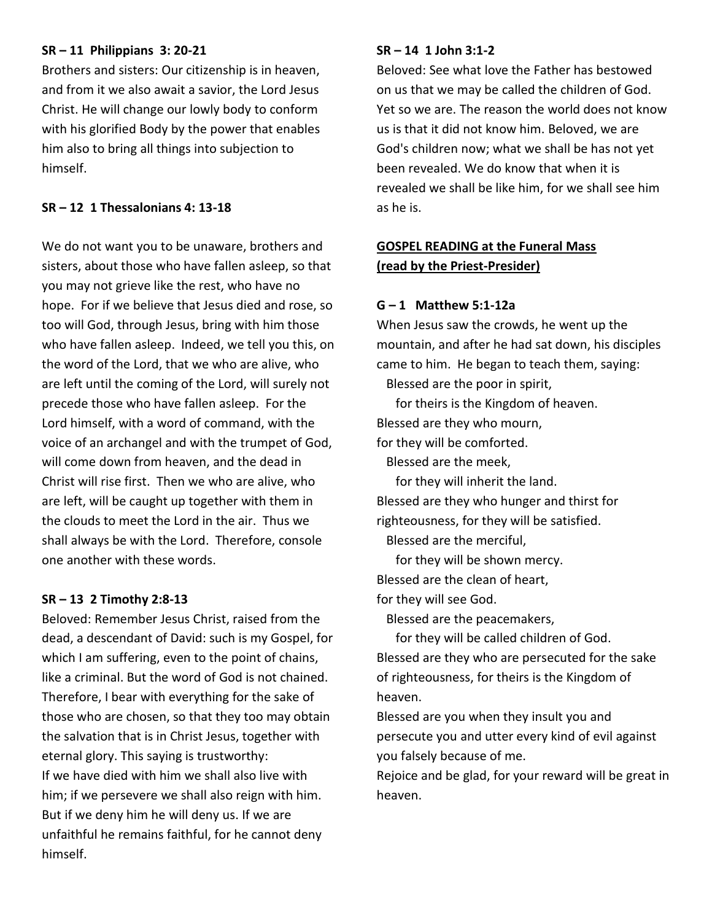**SR – 11 Philippians 3: 20-21**

Brothers and sisters: Our citizenship is in heaven, and from it we also await a savior, the Lord Jesus Christ. He will change our lowly body to conform with his glorified Body by the power that enables him also to bring all things into subjection to himself.

**SR – 12 1 Thessalonians 4: 13-18**

We do not want you to be unaware, brothers and sisters, about those who have fallen asleep, so that you may not grieve like the rest, who have no hope. For if we believe that Jesus died and rose, so too will God, through Jesus, bring with him those who have fallen asleep. Indeed, we tell you this, on the word of the Lord, that we who are alive, who are left until the coming of the Lord, will surely not precede those who have fallen asleep. For the Lord himself, with a word of command, with the voice of an archangel and with the trumpet of God, will come down from heaven, and the dead in Christ will rise first. Then we who are alive, who are left, will be caught up together with them in the clouds to meet the Lord in the air. Thus we shall always be with the Lord. Therefore, console one another with these words.

**SR – 13 2 Timothy 2:8-13**

Beloved: Remember Jesus Christ, raised from the dead, a descendant of David: such is my Gospel, for which I am suffering, even to the point of chains, like a criminal. But the word of God is not chained. Therefore, I bear with everything for the sake of those who are chosen, so that they too may obtain the salvation that is in Christ Jesus, together with eternal glory. This saying is trustworthy:
If we have died with him we shall also live with him; if we persevere we shall also reign with him. But if we deny him he will deny us. If we are unfaithful he remains faithful, for he cannot deny himself.

**SR – 14 1 John 3:1-2**

Beloved: See what love the Father has bestowed on us that we may be called the children of God. Yet so we are. The reason the world does not know us is that it did not know him. Beloved, we are God's children now; what we shall be has not yet been revealed. We do know that when it is revealed we shall be like him, for we shall see him as he is.

**GOSPEL READING at the Funeral Mass**
**(read by the Priest-Presider)**

**G – 1 Matthew 5:1-12a**

When Jesus saw the crowds, he went up the mountain, and after he had sat down, his disciples came to him. He began to teach them, saying:

Blessed are the poor in spirit,
for theirs is the Kingdom of heaven.
Blessed are they who mourn,
for they will be comforted.
Blessed are the meek,
for they will inherit the land.
Blessed are they who hunger and thirst for righteousness, for they will be satisfied.
Blessed are the merciful,
for they will be shown mercy.
Blessed are the clean of heart,
for they will see God.
Blessed are the peacemakers,
for they will be called children of God.
Blessed are they who are persecuted for the sake of righteousness, for theirs is the Kingdom of heaven.
Blessed are you when they insult you and persecute you and utter every kind of evil against you falsely because of me.
Rejoice and be glad, for your reward will be great in heaven.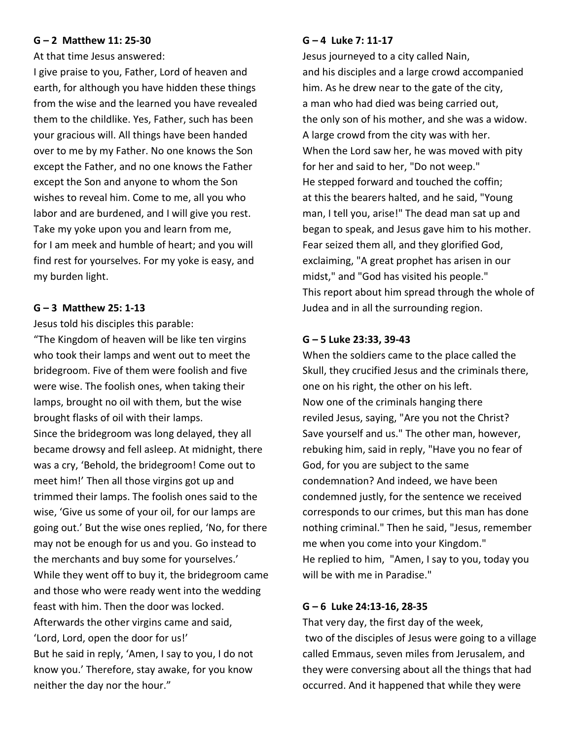**G – 2 Matthew 11: 25-30**

At that time Jesus answered:
I give praise to you, Father, Lord of heaven and earth, for although you have hidden these things from the wise and the learned you have revealed them to the childlike. Yes, Father, such has been your gracious will. All things have been handed over to me by my Father. No one knows the Son except the Father, and no one knows the Father except the Son and anyone to whom the Son wishes to reveal him. Come to me, all you who labor and are burdened, and I will give you rest. Take my yoke upon you and learn from me, for I am meek and humble of heart; and you will find rest for yourselves. For my yoke is easy, and my burden light.

**G – 3 Matthew 25: 1-13**

Jesus told his disciples this parable:
"The Kingdom of heaven will be like ten virgins who took their lamps and went out to meet the bridegroom. Five of them were foolish and five were wise. The foolish ones, when taking their lamps, brought no oil with them, but the wise brought flasks of oil with their lamps.
Since the bridegroom was long delayed, they all became drowsy and fell asleep. At midnight, there was a cry, 'Behold, the bridegroom! Come out to meet him!' Then all those virgins got up and trimmed their lamps. The foolish ones said to the wise, 'Give us some of your oil, for our lamps are going out.' But the wise ones replied, 'No, for there may not be enough for us and you. Go instead to the merchants and buy some for yourselves.'
While they went off to buy it, the bridegroom came and those who were ready went into the wedding feast with him. Then the door was locked.
Afterwards the other virgins came and said, 'Lord, Lord, open the door for us!'
But he said in reply, 'Amen, I say to you, I do not know you.' Therefore, stay awake, for you know neither the day nor the hour."

**G – 4 Luke 7: 11-17**

Jesus journeyed to a city called Nain, and his disciples and a large crowd accompanied him. As he drew near to the gate of the city, a man who had died was being carried out, the only son of his mother, and she was a widow. A large crowd from the city was with her.
When the Lord saw her, he was moved with pity for her and said to her, "Do not weep."
He stepped forward and touched the coffin; at this the bearers halted, and he said, "Young man, I tell you, arise!" The dead man sat up and began to speak, and Jesus gave him to his mother.
Fear seized them all, and they glorified God, exclaiming, "A great prophet has arisen in our midst," and "God has visited his people."
This report about him spread through the whole of Judea and in all the surrounding region.

**G – 5 Luke 23:33, 39-43**

When the soldiers came to the place called the Skull, they crucified Jesus and the criminals there, one on his right, the other on his left.
Now one of the criminals hanging there reviled Jesus, saying, "Are you not the Christ? Save yourself and us." The other man, however, rebuking him, said in reply, "Have you no fear of God, for you are subject to the same condemnation? And indeed, we have been condemned justly, for the sentence we received corresponds to our crimes, but this man has done nothing criminal." Then he said, "Jesus, remember me when you come into your Kingdom."
He replied to him, "Amen, I say to you, today you will be with me in Paradise."

**G – 6 Luke 24:13-16, 28-35**

That very day, the first day of the week, two of the disciples of Jesus were going to a village called Emmaus, seven miles from Jerusalem, and they were conversing about all the things that had occurred. And it happened that while they were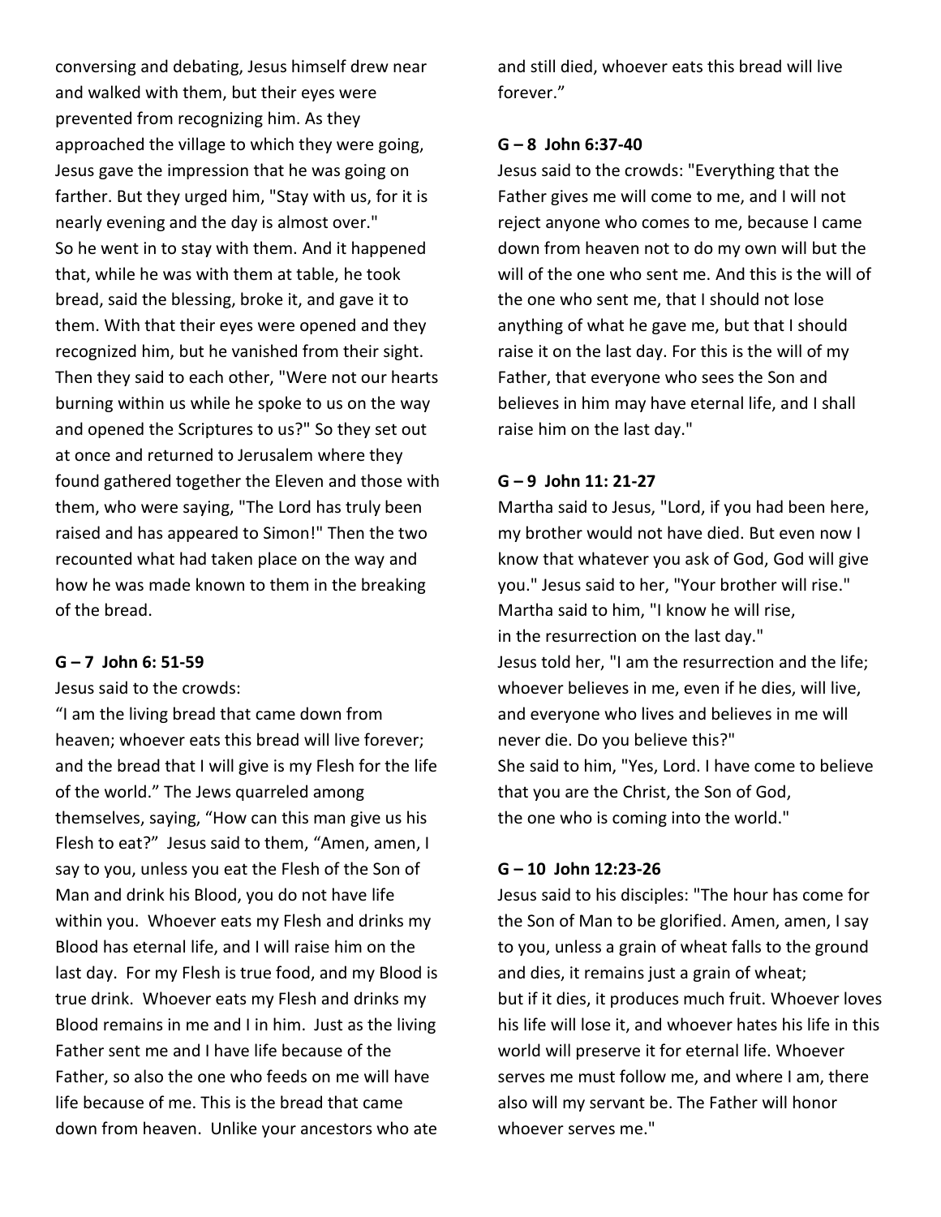conversing and debating, Jesus himself drew near and walked with them, but their eyes were prevented from recognizing him. As they approached the village to which they were going, Jesus gave the impression that he was going on farther. But they urged him, "Stay with us, for it is nearly evening and the day is almost over."
So he went in to stay with them. And it happened that, while he was with them at table, he took bread, said the blessing, broke it, and gave it to them. With that their eyes were opened and they recognized him, but he vanished from their sight. Then they said to each other, "Were not our hearts burning within us while he spoke to us on the way and opened the Scriptures to us?" So they set out at once and returned to Jerusalem where they found gathered together the Eleven and those with them, who were saying, "The Lord has truly been raised and has appeared to Simon!" Then the two recounted what had taken place on the way and how he was made known to them in the breaking of the bread.

**G – 7 John 6: 51-59**

Jesus said to the crowds:
"I am the living bread that came down from heaven; whoever eats this bread will live forever; and the bread that I will give is my Flesh for the life of the world." The Jews quarreled among themselves, saying, "How can this man give us his Flesh to eat?" Jesus said to them, "Amen, amen, I say to you, unless you eat the Flesh of the Son of Man and drink his Blood, you do not have life within you. Whoever eats my Flesh and drinks my Blood has eternal life, and I will raise him on the last day. For my Flesh is true food, and my Blood is true drink. Whoever eats my Flesh and drinks my Blood remains in me and I in him. Just as the living Father sent me and I have life because of the Father, so also the one who feeds on me will have life because of me. This is the bread that came down from heaven. Unlike your ancestors who ate and still died, whoever eats this bread will live forever."

**G – 8 John 6:37-40**

Jesus said to the crowds: "Everything that the Father gives me will come to me, and I will not reject anyone who comes to me, because I came down from heaven not to do my own will but the will of the one who sent me. And this is the will of the one who sent me, that I should not lose anything of what he gave me, but that I should raise it on the last day. For this is the will of my Father, that everyone who sees the Son and believes in him may have eternal life, and I shall raise him on the last day."

**G – 9 John 11: 21-27**

Martha said to Jesus, "Lord, if you had been here, my brother would not have died. But even now I know that whatever you ask of God, God will give you." Jesus said to her, "Your brother will rise."
Martha said to him, "I know he will rise,
in the resurrection on the last day."
Jesus told her, "I am the resurrection and the life; whoever believes in me, even if he dies, will live, and everyone who lives and believes in me will never die. Do you believe this?"
She said to him, "Yes, Lord. I have come to believe that you are the Christ, the Son of God,
the one who is coming into the world."

**G – 10 John 12:23-26**

Jesus said to his disciples: "The hour has come for the Son of Man to be glorified. Amen, amen, I say to you, unless a grain of wheat falls to the ground and dies, it remains just a grain of wheat;
but if it dies, it produces much fruit. Whoever loves his life will lose it, and whoever hates his life in this world will preserve it for eternal life. Whoever serves me must follow me, and where I am, there also will my servant be. The Father will honor whoever serves me."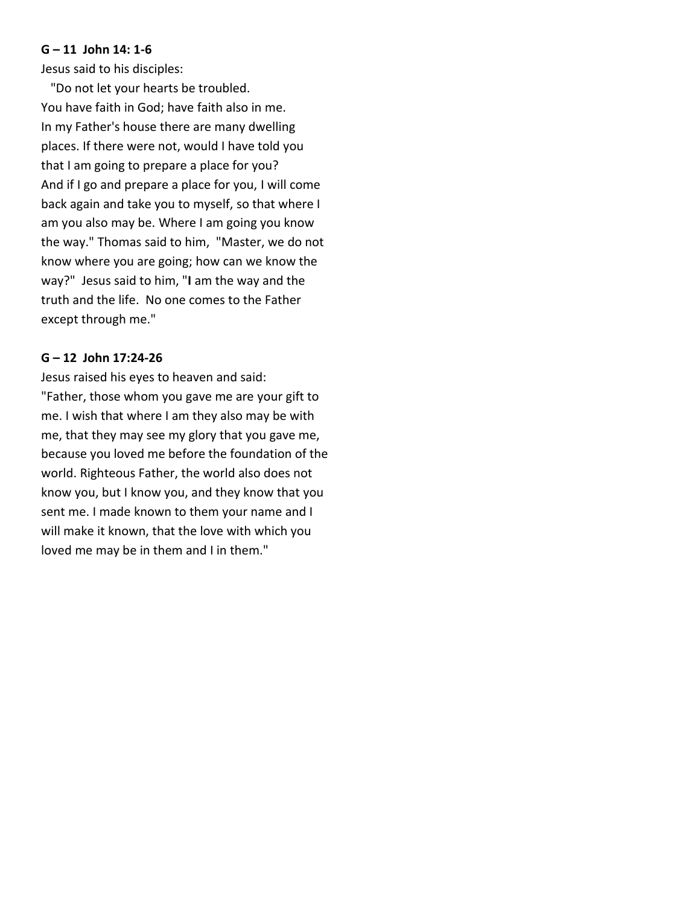**G – 11 John 14: 1-6**

Jesus said to his disciples:

"Do not let your hearts be troubled. You have faith in God; have faith also in me. In my Father's house there are many dwelling places. If there were not, would I have told you that I am going to prepare a place for you? And if I go and prepare a place for you, I will come back again and take you to myself, so that where I am you also may be. Where I am going you know the way." Thomas said to him, "Master, we do not know where you are going; how can we know the way?" Jesus said to him, "**I** am the way and the truth and the life. No one comes to the Father except through me."

**G – 12 John 17:24-26**

Jesus raised his eyes to heaven and said: "Father, those whom you gave me are your gift to me. I wish that where I am they also may be with me, that they may see my glory that you gave me, because you loved me before the foundation of the world. Righteous Father, the world also does not know you, but I know you, and they know that you sent me. I made known to them your name and I will make it known, that the love with which you loved me may be in them and I in them."